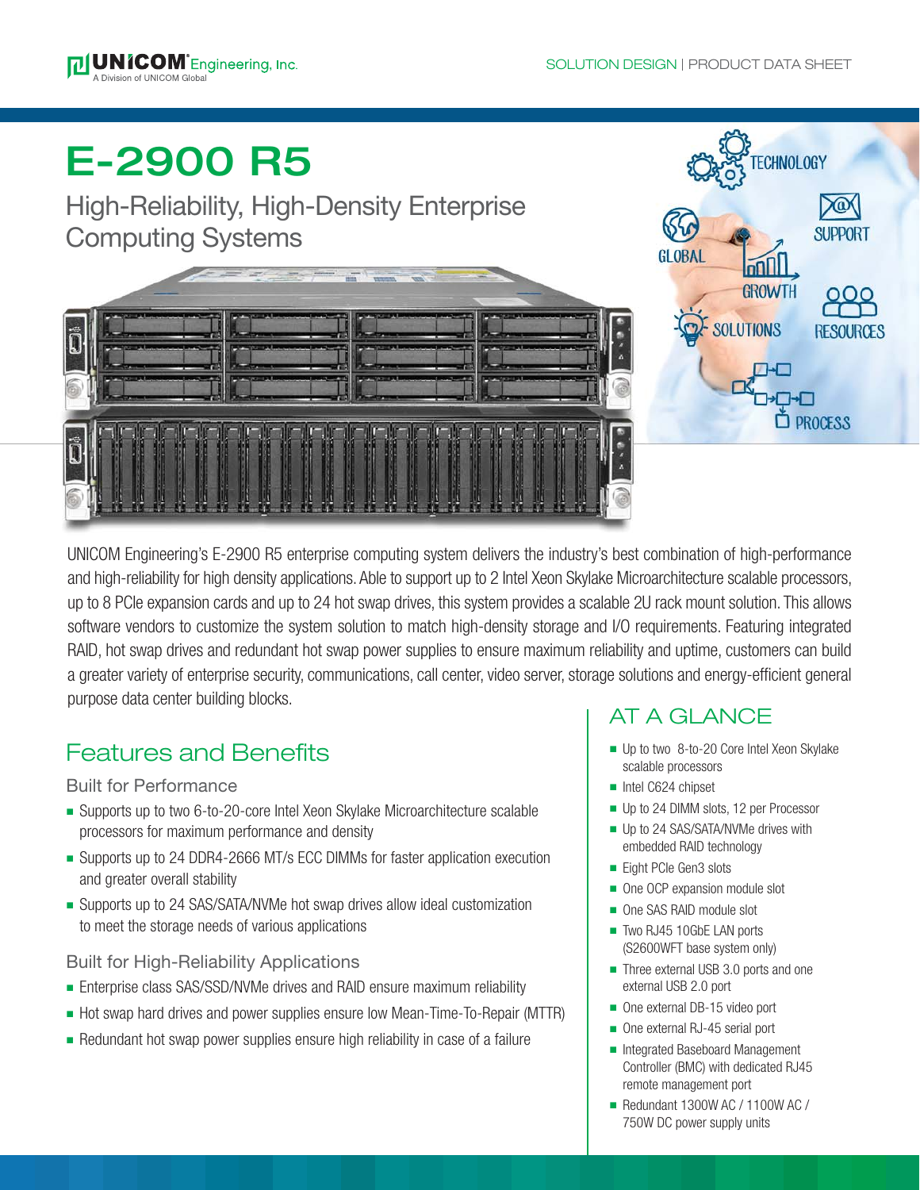# E-2900 R5

High-Reliability, High-Density Enterprise Computing Systems

UNICOM Engineering's E-2900 R5 enterprise computing system delivers the industry's best combination of high-performance and high-reliability for high density applications. Able to support up to 2 Intel Xeon Skylake Microarchitecture scalable processors, up to 8 PCIe expansion cards and up to 24 hot swap drives, this system provides a scalable 2U rack mount solution. This allows software vendors to customize the system solution to match high-density storage and I/O requirements. Featuring integrated RAID, hot swap drives and redundant hot swap power supplies to ensure maximum reliability and uptime, customers can build a greater variety of enterprise security, communications, call center, video server, storage solutions and energy-efficient general purpose data center building blocks.

## Features and Benefits

### Built for Performance

- Supports up to two 6-to-20-core Intel Xeon Skylake Microarchitecture scalable processors for maximum performance and density
- Supports up to 24 DDR4-2666 MT/s ECC DIMMs for faster application execution and greater overall stability
- Supports up to 24 SAS/SATA/NVMe hot swap drives allow ideal customization to meet the storage needs of various applications

### Built for High-Reliability Applications

- Enterprise class SAS/SSD/NVMe drives and RAID ensure maximum reliability
- Hot swap hard drives and power supplies ensure low Mean-Time-To-Repair (MTTR)
- Redundant hot swap power supplies ensure high reliability in case of a failure

## AT A GLANCE

- Up to two 8-to-20 Core Intel Xeon Skylake scalable processors
- Intel C624 chipset
- Up to 24 DIMM slots, 12 per Processor
- Up to 24 SAS/SATA/NVMe drives with embedded RAID technology
- Eight PCIe Gen3 slots
- One OCP expansion module slot
- One SAS RAID module slot
- Two RJ45 10GbE LAN ports (S2600WFT base system only)
- Three external USB 3.0 ports and one external USB 2.0 port
- One external DB-15 video port
- One external RJ-45 serial port
- Integrated Baseboard Management Controller (BMC) with dedicated RJ45 remote management port
- Redundant 1300W AC / 1100W AC / 750W DC power supply units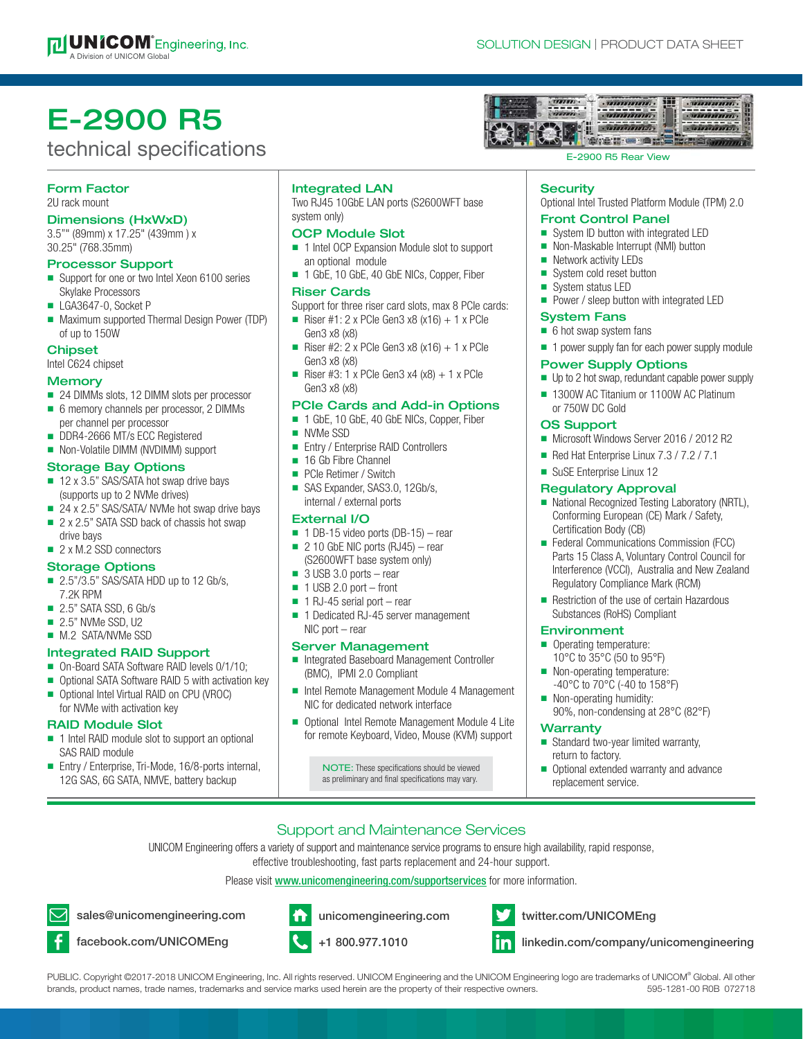UNICOM Engineering, Inc.
A Division of UNICOM Global

SOLUTION DESIGN | PRODUCT DATA SHEET

# E-2900 R5

## technical specifications

E-2900 R5 Rear View

### Form Factor
2U rack mount

### Dimensions (HxWxD)
3.5"" (89mm) x 17.25" (439mm ) x 30.25" (768.35mm)

### Processor Support
- Support for one or two Intel Xeon 6100 series Skylake Processors
- LGA3647-0, Socket P
- Maximum supported Thermal Design Power (TDP) of up to 150W

### Chipset
Intel C624 chipset

### Memory
- 24 DIMMs slots, 12 DIMM slots per processor
- 6 memory channels per processor, 2 DIMMs per channel per processor
- DDR4-2666 MT/s ECC Registered
- Non-Volatile DIMM (NVDIMM) support

### Storage Bay Options
- 12 x 3.5" SAS/SATA hot swap drive bays (supports up to 2 NVMe drives)
- 24 x 2.5" SAS/SATA/ NVMe hot swap drive bays
- 2 x 2.5" SATA SSD back of chassis hot swap drive bays
- 2 x M.2 SSD connectors

### Storage Options
- 2.5"/3.5" SAS/SATA HDD up to 12 Gb/s, 7.2K RPM
- 2.5" SATA SSD, 6 Gb/s
- 2.5" NVMe SSD, U2
- M.2 SATA/NVMe SSD

### Integrated RAID Support
- On-Board SATA Software RAID levels 0/1/10;
- Optional SATA Software RAID 5 with activation key
- Optional Intel Virtual RAID on CPU (VROC) for NVMe with activation key

### RAID Module Slot
- 1 Intel RAID module slot to support an optional SAS RAID module
- Entry / Enterprise, Tri-Mode, 16/8-ports internal, 12G SAS, 6G SATA, NMVE, battery backup

### Integrated LAN
Two RJ45 10GbE LAN ports (S2600WFT base system only)

### OCP Module Slot
- 1 Intel OCP Expansion Module slot to support an optional module
- 1 GbE, 10 GbE, 40 GbE NICs, Copper, Fiber

### Riser Cards
Support for three riser card slots, max 8 PCIe cards:
- Riser #1: 2 x PCIe Gen3 x8 (x16) + 1 x PCIe Gen3 x8 (x8)
- Riser #2: 2 x PCIe Gen3 x8 (x16) + 1 x PCIe Gen3 x8 (x8)
- Riser #3: 1 x PCIe Gen3 x4 (x8) + 1 x PCIe Gen3 x8 (x8)

### PCIe Cards and Add-in Options
- 1 GbE, 10 GbE, 40 GbE NICs, Copper, Fiber
- NVMe SSD
- Entry / Enterprise RAID Controllers
- 16 Gb Fibre Channel
- PCIe Retimer / Switch
- SAS Expander, SAS3.0, 12Gb/s, internal / external ports

### External I/O
- 1 DB-15 video ports (DB-15) – rear
- 2 10 GbE NIC ports (RJ45) – rear (S2600WFT base system only)
- 3 USB 3.0 ports – rear
- 1 USB 2.0 port – front
- 1 RJ-45 serial port – rear
- 1 Dedicated RJ-45 server management NIC port – rear

### Server Management
- Integrated Baseboard Management Controller (BMC), IPMI 2.0 Compliant
- Intel Remote Management Module 4 Management NIC for dedicated network interface
- Optional Intel Remote Management Module 4 Lite for remote Keyboard, Video, Mouse (KVM) support

NOTE: These specifications should be viewed as preliminary and final specifications may vary.

### Security
Optional Intel Trusted Platform Module (TPM) 2.0

### Front Control Panel
- System ID button with integrated LED
- Non-Maskable Interrupt (NMI) button
- Network activity LEDs
- System cold reset button
- System status LED
- Power / sleep button with integrated LED

### System Fans
- 6 hot swap system fans
- 1 power supply fan for each power supply module

### Power Supply Options
- Up to 2 hot swap, redundant capable power supply
- 1300W AC Titanium or 1100W AC Platinum or 750W DC Gold

### OS Support
- Microsoft Windows Server 2016 / 2012 R2
- Red Hat Enterprise Linux 7.3 / 7.2 / 7.1
- SuSE Enterprise Linux 12

### Regulatory Approval
- National Recognized Testing Laboratory (NRTL), Conforming European (CE) Mark / Safety, Certification Body (CB)
- Federal Communications Commission (FCC) Parts 15 Class A, Voluntary Control Council for Interference (VCCI), Australia and New Zealand Regulatory Compliance Mark (RCM)
- Restriction of the use of certain Hazardous Substances (RoHS) Compliant

### Environment
- Operating temperature: 10°C to 35°C (50 to 95°F)
- Non-operating temperature: -40°C to 70°C (-40 to 158°F)
- Non-operating humidity: 90%, non-condensing at 28°C (82°F)

### Warranty
- Standard two-year limited warranty, return to factory.
- Optional extended warranty and advance replacement service.

## Support and Maintenance Services

UNICOM Engineering offers a variety of support and maintenance service programs to ensure high availability, rapid response, effective troubleshooting, fast parts replacement and 24-hour support.

Please visit www.unicomengineering.com/supportservices for more information.

sales@unicomengineering.com
facebook.com/UNICOMEng
unicomengineering.com
+1 800.977.1010
twitter.com/UNICOMEng
linkedin.com/company/unicomengineering

PUBLIC. Copyright ©2017-2018 UNICOM Engineering, Inc. All rights reserved. UNICOM Engineering and the UNICOM Engineering logo are trademarks of UNICOM® Global. All other brands, product names, trade names, trademarks and service marks used herein are the property of their respective owners. 595-1281-00 R0B 072718